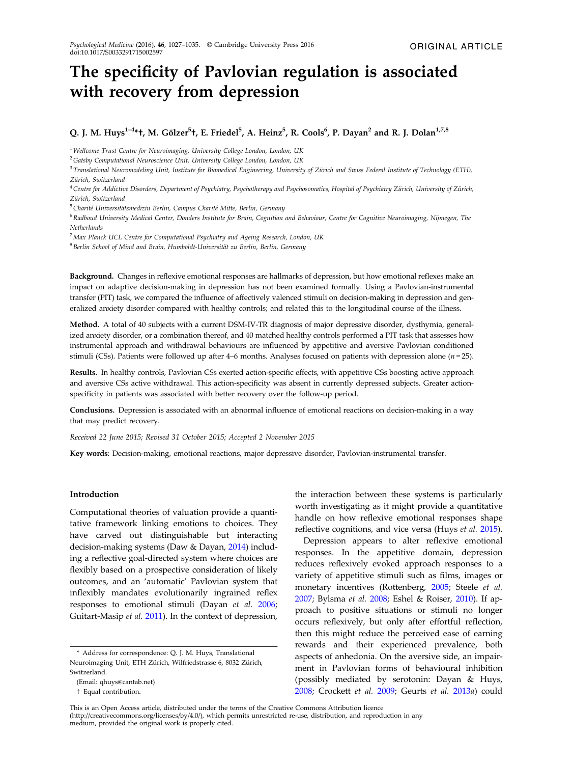ORIGINAL ARTICLE

# The specificity of Pavlovian regulation is associated with recovery from depression

**Q. J. M. Huys[1–4]*†, M. Gölzer[5]†, E. Friedel[5], A. Heinz[5], R. Cools[6], P. Dayan[2] and R. J. Dolan[1,7,8]**

[1] *Wellcome Trust Centre for Neuroimaging, University College London, London, UK*

[2] *Gatsby Computational Neuroscience Unit, University College London, London, UK*

[3] *Translational Neuromodeling Unit, Institute for Biomedical Engineering, University of Zürich and Swiss Federal Institute of Technology (ETH), Zürich, Switzerland*

[4] *Centre for Addictive Disorders, Department of Psychiatry, Psychotherapy and Psychosomatics, Hospital of Psychiatry Zürich, University of Zürich, Zürich, Switzerland*

[5] *Charité Universitätsmedizin Berlin, Campus Charité Mitte, Berlin, Germany*

[6] *Radboud University Medical Center, Donders Institute for Brain, Cognition and Behaviour, Centre for Cognitive Neuroimaging, Nijmegen, The Netherlands*

[7] *Max Planck UCL Centre for Computational Psychiatry and Ageing Research, London, UK*

[8] *Berlin School of Mind and Brain, Humboldt-Universität zu Berlin, Berlin, Germany*

**Background.** Changes in reflexive emotional responses are hallmarks of depression, but how emotional reflexes make an impact on adaptive decision-making in depression has not been examined formally. Using a Pavlovian-instrumental transfer (PIT) task, we compared the influence of affectively valenced stimuli on decision-making in depression and generalized anxiety disorder compared with healthy controls; and related this to the longitudinal course of the illness.

**Method.** A total of 40 subjects with a current DSM-IV-TR diagnosis of major depressive disorder, dysthymia, generalized anxiety disorder, or a combination thereof, and 40 matched healthy controls performed a PIT task that assesses how instrumental approach and withdrawal behaviours are influenced by appetitive and aversive Pavlovian conditioned stimuli (CSs). Patients were followed up after 4–6 months. Analyses focused on patients with depression alone ($n = 25$).

**Results.** In healthy controls, Pavlovian CSs exerted action-specific effects, with appetitive CSs boosting active approach and aversive CSs active withdrawal. This action-specificity was absent in currently depressed subjects. Greater action-specificity in patients was associated with better recovery over the follow-up period.

**Conclusions.** Depression is associated with an abnormal influence of emotional reactions on decision-making in a way that may predict recovery.

*Received 22 June 2015; Revised 31 October 2015; Accepted 2 November 2015*

**Key words**: Decision-making, emotional reactions, major depressive disorder, Pavlovian-instrumental transfer.

## Introduction

Computational theories of valuation provide a quantitative framework linking emotions to choices. They have carved out distinguishable but interacting decision-making systems (Daw & Dayan, 2014) including a reflective goal-directed system where choices are flexibly based on a prospective consideration of likely outcomes, and an 'automatic' Pavlovian system that inflexibly mandates evolutionarily ingrained reflex responses to emotional stimuli (Dayan *et al.* 2006; Guitart-Masip *et al.* 2011). In the context of depression, the interaction between these systems is particularly worth investigating as it might provide a quantitative handle on how reflexive emotional responses shape reflective cognitions, and vice versa (Huys *et al.* 2015).

Depression appears to alter reflexive emotional responses. In the appetitive domain, depression reduces reflexively evoked approach responses to a variety of appetitive stimuli such as films, images or monetary incentives (Rottenberg, 2005; Steele *et al.* 2007; Bylsma *et al.* 2008; Eshel & Roiser, 2010). If approach to positive situations or stimuli no longer occurs reflexively, but only after effortful reflection, then this might reduce the perceived ease of earning rewards and their experienced prevalence, both aspects of anhedonia. On the aversive side, an impairment in Pavlovian forms of behavioural inhibition (possibly mediated by serotonin: Dayan & Huys, 2008; Crockett *et al.* 2009; Geurts *et al.* 2013*a*) could

\* Address for correspondence: Q. J. M. Huys, Translational Neuroimaging Unit, ETH Zürich, Wilfriedstrasse 6, 8032 Zürich, Switzerland.

(Email: qhuys@cantab.net)

† Equal contribution.

This is an Open Access article, distributed under the terms of the Creative Commons Attribution licence (http://creativecommons.org/licenses/by/4.0/), which permits unrestricted re-use, distribution, and reproduction in any medium, provided the original work is properly cited.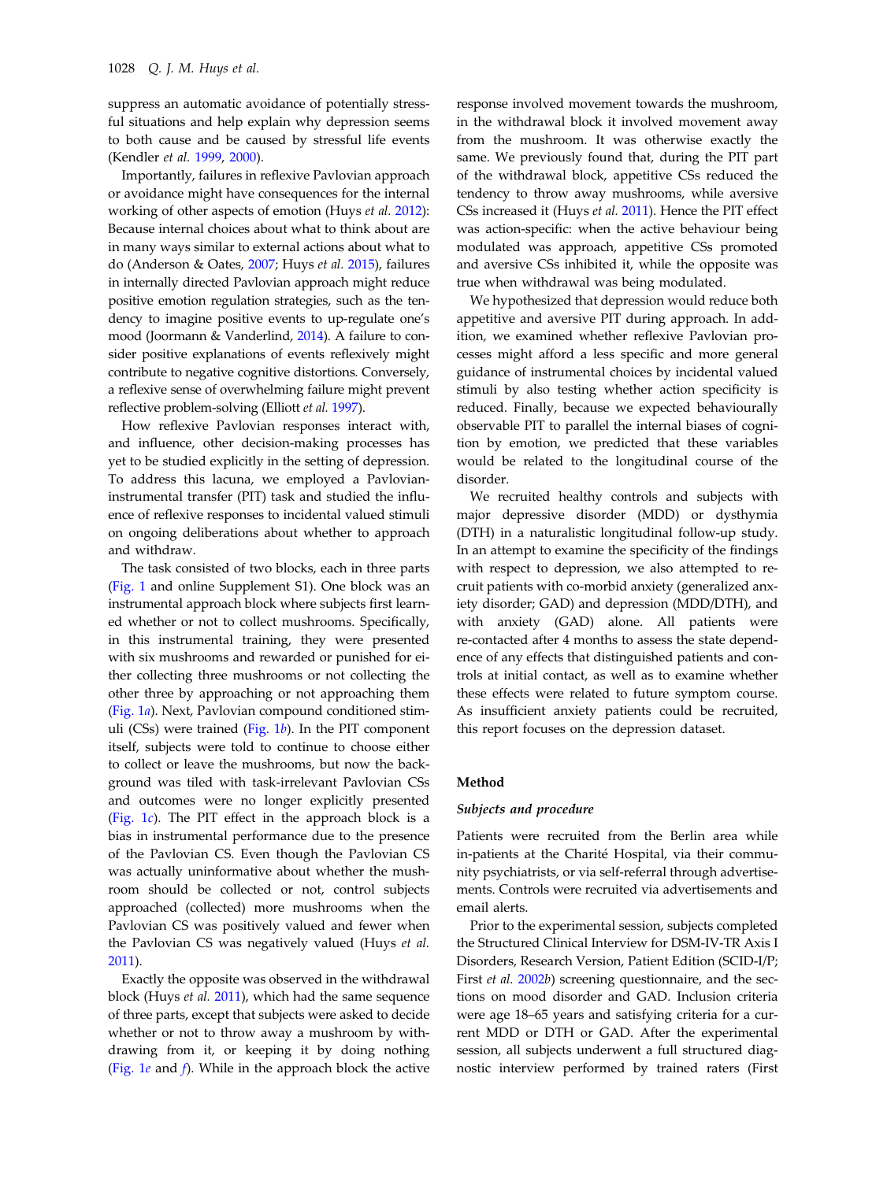suppress an automatic avoidance of potentially stressful situations and help explain why depression seems to both cause and be caused by stressful life events (Kendler *et al.* 1999, 2000).

Importantly, failures in reflexive Pavlovian approach or avoidance might have consequences for the internal working of other aspects of emotion (Huys *et al.* 2012): Because internal choices about what to think about are in many ways similar to external actions about what to do (Anderson & Oates, 2007; Huys *et al.* 2015), failures in internally directed Pavlovian approach might reduce positive emotion regulation strategies, such as the tendency to imagine positive events to up-regulate one's mood (Joormann & Vanderlind, 2014). A failure to consider positive explanations of events reflexively might contribute to negative cognitive distortions. Conversely, a reflexive sense of overwhelming failure might prevent reflective problem-solving (Elliott *et al.* 1997).

How reflexive Pavlovian responses interact with, and influence, other decision-making processes has yet to be studied explicitly in the setting of depression. To address this lacuna, we employed a Pavlovian-instrumental transfer (PIT) task and studied the influence of reflexive responses to incidental valued stimuli on ongoing deliberations about whether to approach and withdraw.

The task consisted of two blocks, each in three parts (Fig. 1 and online Supplement S1). One block was an instrumental approach block where subjects first learned whether or not to collect mushrooms. Specifically, in this instrumental training, they were presented with six mushrooms and rewarded or punished for either collecting three mushrooms or not collecting the other three by approaching or not approaching them (Fig. 1*a*). Next, Pavlovian compound conditioned stimuli (CSs) were trained (Fig. 1*b*). In the PIT component itself, subjects were told to continue to choose either to collect or leave the mushrooms, but now the background was tiled with task-irrelevant Pavlovian CSs and outcomes were no longer explicitly presented (Fig. 1*c*). The PIT effect in the approach block is a bias in instrumental performance due to the presence of the Pavlovian CS. Even though the Pavlovian CS was actually uninformative about whether the mushroom should be collected or not, control subjects approached (collected) more mushrooms when the Pavlovian CS was positively valued and fewer when the Pavlovian CS was negatively valued (Huys *et al.* 2011).

Exactly the opposite was observed in the withdrawal block (Huys *et al.* 2011), which had the same sequence of three parts, except that subjects were asked to decide whether or not to throw away a mushroom by withdrawing from it, or keeping it by doing nothing (Fig. 1*e* and *f*). While in the approach block the active response involved movement towards the mushroom, in the withdrawal block it involved movement away from the mushroom. It was otherwise exactly the same. We previously found that, during the PIT part of the withdrawal block, appetitive CSs reduced the tendency to throw away mushrooms, while aversive CSs increased it (Huys *et al.* 2011). Hence the PIT effect was action-specific: when the active behaviour being modulated was approach, appetitive CSs promoted and aversive CSs inhibited it, while the opposite was true when withdrawal was being modulated.

We hypothesized that depression would reduce both appetitive and aversive PIT during approach. In addition, we examined whether reflexive Pavlovian processes might afford a less specific and more general guidance of instrumental choices by incidental valued stimuli by also testing whether action specificity is reduced. Finally, because we expected behaviourally observable PIT to parallel the internal biases of cognition by emotion, we predicted that these variables would be related to the longitudinal course of the disorder.

We recruited healthy controls and subjects with major depressive disorder (MDD) or dysthymia (DTH) in a naturalistic longitudinal follow-up study. In an attempt to examine the specificity of the findings with respect to depression, we also attempted to recruit patients with co-morbid anxiety (generalized anxiety disorder; GAD) and depression (MDD/DTH), and with anxiety (GAD) alone. All patients were re-contacted after 4 months to assess the state dependence of any effects that distinguished patients and controls at initial contact, as well as to examine whether these effects were related to future symptom course. As insufficient anxiety patients could be recruited, this report focuses on the depression dataset.

## Method

### *Subjects and procedure*

Patients were recruited from the Berlin area while in-patients at the Charité Hospital, via their community psychiatrists, or via self-referral through advertisements. Controls were recruited via advertisements and email alerts.

Prior to the experimental session, subjects completed the Structured Clinical Interview for DSM-IV-TR Axis I Disorders, Research Version, Patient Edition (SCID-I/P; First *et al.* 2002*b*) screening questionnaire, and the sections on mood disorder and GAD. Inclusion criteria were age 18–65 years and satisfying criteria for a current MDD or DTH or GAD. After the experimental session, all subjects underwent a full structured diagnostic interview performed by trained raters (First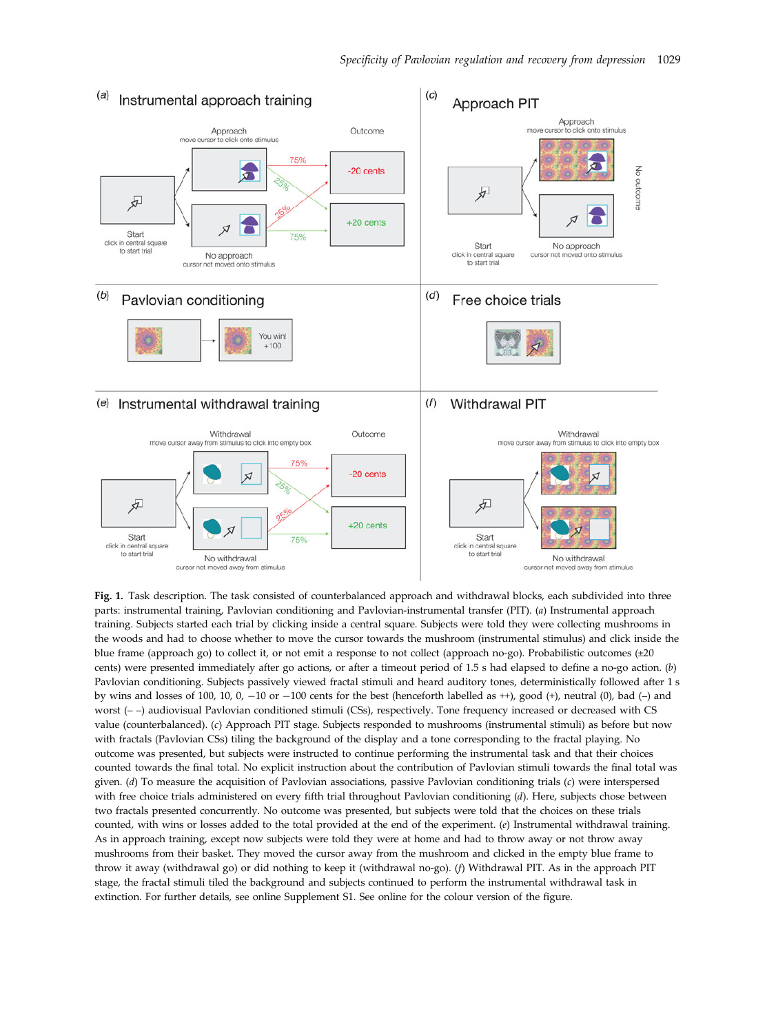(a) Instrumental approach training

Approach
move cursor to click onto stimulus

Outcome

75%

-20 cents

25%

25%

+20 cents

75%

Start
click in central square
to start trial

No approach
cursor not moved onto stimulus

(b) Pavlovian conditioning

You win!
+100

(c) Approach PIT

Approach
move cursor to click onto stimulus

No outcome

Start
click in central square
to start trial

No approach
cursor not moved onto stimulus

(d) Free choice trials

(e) Instrumental withdrawal training

Withdrawal
move cursor away from stimulus to click into empty box

Outcome

75%

-20 cents

25%

25%

+20 cents

75%

Start
click in central square
to start trial

No withdrawal
cursor not moved away from stimulus

(f) Withdrawal PIT

Withdrawal
move cursor away from stimulus to click into empty box

Start
click in central square
to start trial

No withdrawal
cursor not moved away from stimulus

**Fig. 1.** Task description. The task consisted of counterbalanced approach and withdrawal blocks, each subdivided into three parts: instrumental training, Pavlovian conditioning and Pavlovian-instrumental transfer (PIT). (*a*) Instrumental approach training. Subjects started each trial by clicking inside a central square. Subjects were told they were collecting mushrooms in the woods and had to choose whether to move the cursor towards the mushroom (instrumental stimulus) and click inside the blue frame (approach go) to collect it, or not emit a response to not collect (approach no-go). Probabilistic outcomes (±20 cents) were presented immediately after go actions, or after a timeout period of 1.5 s had elapsed to define a no-go action. (*b*) Pavlovian conditioning. Subjects passively viewed fractal stimuli and heard auditory tones, deterministically followed after 1 s by wins and losses of 100, 10, 0, −10 or −100 cents for the best (henceforth labelled as ++), good (+), neutral (0), bad (–) and worst (– –) audiovisual Pavlovian conditioned stimuli (CSs), respectively. Tone frequency increased or decreased with CS value (counterbalanced). (*c*) Approach PIT stage. Subjects responded to mushrooms (instrumental stimuli) as before but now with fractals (Pavlovian CSs) tiling the background of the display and a tone corresponding to the fractal playing. No outcome was presented, but subjects were instructed to continue performing the instrumental task and that their choices counted towards the final total. No explicit instruction about the contribution of Pavlovian stimuli towards the final total was given. (*d*) To measure the acquisition of Pavlovian associations, passive Pavlovian conditioning trials (*c*) were interspersed with free choice trials administered on every fifth trial throughout Pavlovian conditioning (*d*). Here, subjects chose between two fractals presented concurrently. No outcome was presented, but subjects were told that the choices on these trials counted, with wins or losses added to the total provided at the end of the experiment. (*e*) Instrumental withdrawal training. As in approach training, except now subjects were told they were at home and had to throw away or not throw away mushrooms from their basket. They moved the cursor away from the mushroom and clicked in the empty blue frame to throw it away (withdrawal go) or did nothing to keep it (withdrawal no-go). (*f*) Withdrawal PIT. As in the approach PIT stage, the fractal stimuli tiled the background and subjects continued to perform the instrumental withdrawal task in extinction. For further details, see online Supplement S1. See online for the colour version of the figure.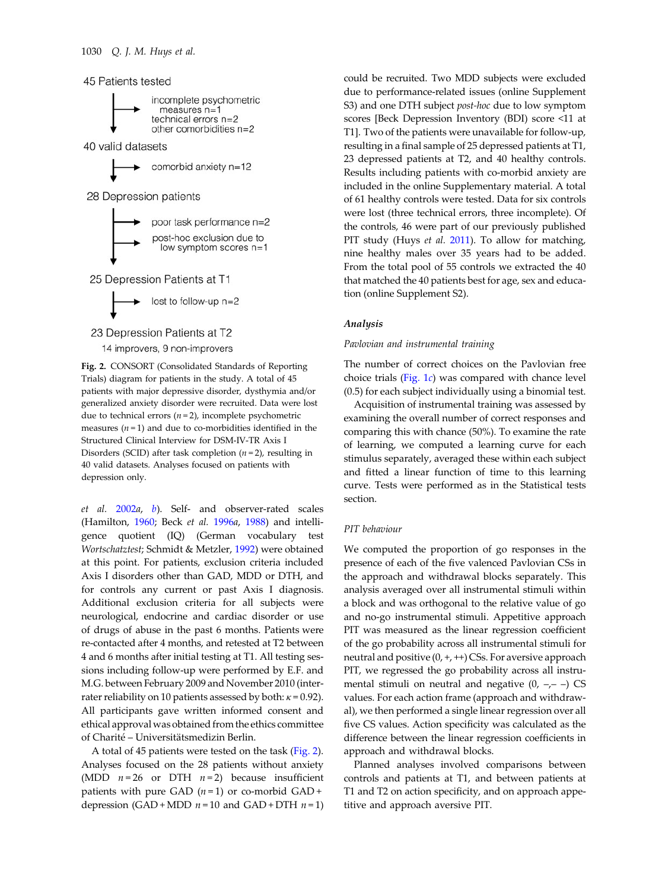45 Patients tested

→ incomplete psychometric measures n=1
→ technical errors n=2
→ other comorbidities n=2

40 valid datasets

→ comorbid anxiety n=12

28 Depression patients

→ poor task performance n=2
→ post-hoc exclusion due to low symptom scores n=1

25 Depression Patients at T1

→ lost to follow-up n=2

23 Depression Patients at T2

14 improvers, 9 non-improvers

**Fig. 2.** CONSORT (Consolidated Standards of Reporting Trials) diagram for patients in the study. A total of 45 patients with major depressive disorder, dysthymia and/or generalized anxiety disorder were recruited. Data were lost due to technical errors ($n = 2$), incomplete psychometric measures ($n = 1$) and due to co-morbidities identified in the Structured Clinical Interview for DSM-IV-TR Axis I Disorders (SCID) after task completion ($n = 2$), resulting in 40 valid datasets. Analyses focused on patients with depression only.

*et al.* 2002*a*, *b*). Self- and observer-rated scales (Hamilton, 1960; Beck *et al.* 1996*a*, 1988) and intelligence quotient (IQ) (German vocabulary test *Wortschatztest*; Schmidt & Metzler, 1992) were obtained at this point. For patients, exclusion criteria included Axis I disorders other than GAD, MDD or DTH, and for controls any current or past Axis I diagnosis. Additional exclusion criteria for all subjects were neurological, endocrine and cardiac disorder or use of drugs of abuse in the past 6 months. Patients were re-contacted after 4 months, and retested at T2 between 4 and 6 months after initial testing at T1. All testing sessions including follow-up were performed by E.F. and M.G. between February 2009 and November 2010 (inter-rater reliability on 10 patients assessed by both: $\kappa = 0.92$). All participants gave written informed consent and ethical approval was obtained from the ethics committee of Charité – Universitätsmedizin Berlin.

A total of 45 patients were tested on the task (Fig. 2). Analyses focused on the 28 patients without anxiety (MDD $n = 26$ or DTH $n = 2$) because insufficient patients with pure GAD ($n = 1$) or co-morbid GAD + depression (GAD + MDD $n = 10$ and GAD + DTH $n = 1$) could be recruited. Two MDD subjects were excluded due to performance-related issues (online Supplement S3) and one DTH subject *post-hoc* due to low symptom scores [Beck Depression Inventory (BDI) score <11 at T1]. Two of the patients were unavailable for follow-up, resulting in a final sample of 25 depressed patients at T1, 23 depressed patients at T2, and 40 healthy controls. Results including patients with co-morbid anxiety are included in the online Supplementary material. A total of 61 healthy controls were tested. Data for six controls were lost (three technical errors, three incomplete). Of the controls, 46 were part of our previously published PIT study (Huys *et al.* 2011). To allow for matching, nine healthy males over 35 years had to be added. From the total pool of 55 controls we extracted the 40 that matched the 40 patients best for age, sex and education (online Supplement S2).

### Analysis

#### *Pavlovian and instrumental training*

The number of correct choices on the Pavlovian free choice trials (Fig. 1*c*) was compared with chance level (0.5) for each subject individually using a binomial test.

Acquisition of instrumental training was assessed by examining the overall number of correct responses and comparing this with chance (50%). To examine the rate of learning, we computed a learning curve for each stimulus separately, averaged these within each subject and fitted a linear function of time to this learning curve. Tests were performed as in the Statistical tests section.

#### *PIT behaviour*

We computed the proportion of go responses in the presence of each of the five valenced Pavlovian CSs in the approach and withdrawal blocks separately. This analysis averaged over all instrumental stimuli within a block and was orthogonal to the relative value of go and no-go instrumental stimuli. Appetitive approach PIT was measured as the linear regression coefficient of the go probability across all instrumental stimuli for neutral and positive (0, +, ++) CSs. For aversive approach PIT, we regressed the go probability across all instrumental stimuli on neutral and negative (0, –,– –) CS values. For each action frame (approach and withdrawal), we then performed a single linear regression over all five CS values. Action specificity was calculated as the difference between the linear regression coefficients in approach and withdrawal blocks.

Planned analyses involved comparisons between controls and patients at T1, and between patients at T1 and T2 on action specificity, and on approach appetitive and approach aversive PIT.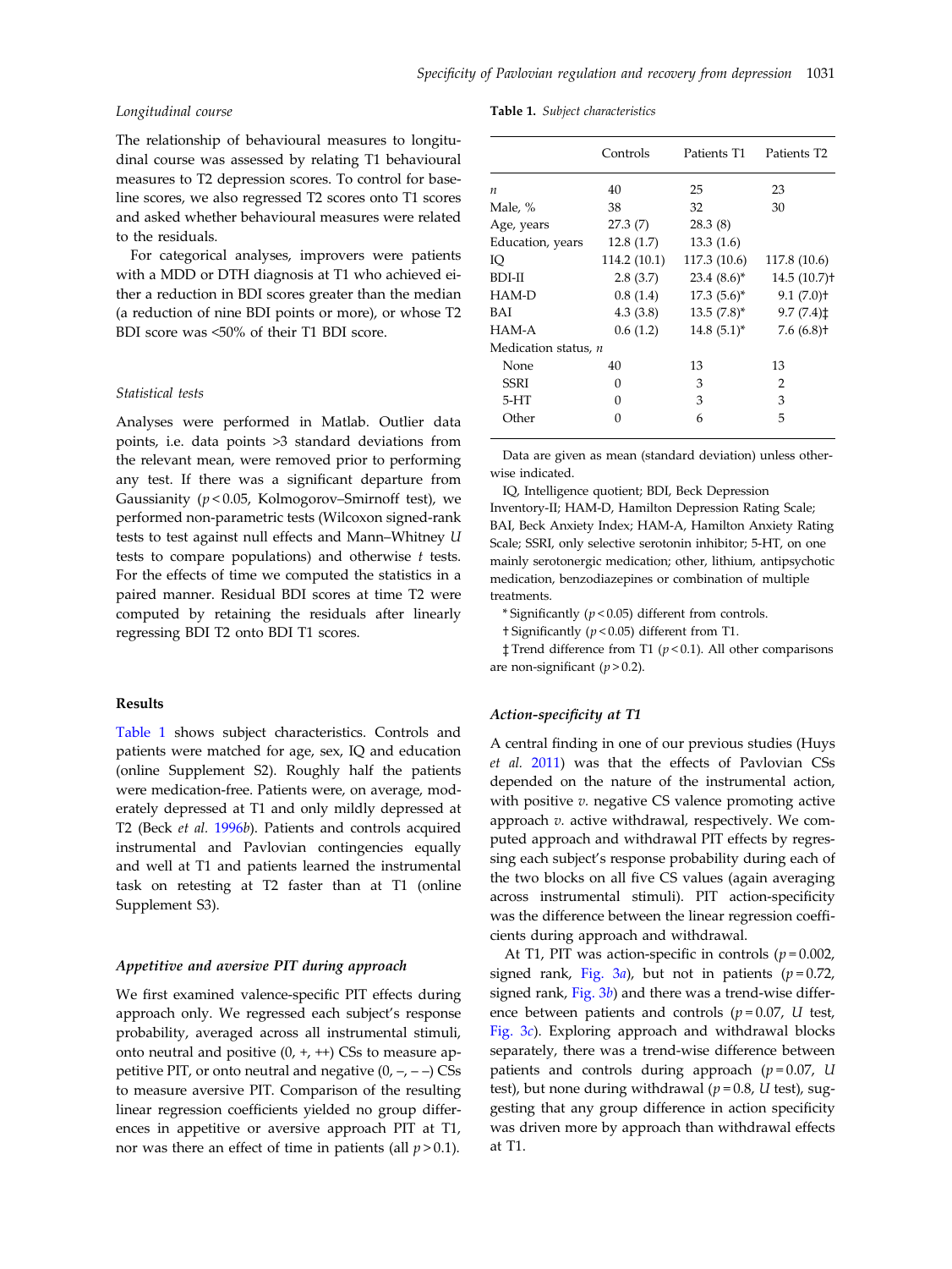### Longitudinal course

The relationship of behavioural measures to longitudinal course was assessed by relating T1 behavioural measures to T2 depression scores. To control for baseline scores, we also regressed T2 scores onto T1 scores and asked whether behavioural measures were related to the residuals.

For categorical analyses, improvers were patients with a MDD or DTH diagnosis at T1 who achieved either a reduction in BDI scores greater than the median (a reduction of nine BDI points or more), or whose T2 BDI score was <50% of their T1 BDI score.

### Statistical tests

Analyses were performed in Matlab. Outlier data points, i.e. data points >3 standard deviations from the relevant mean, were removed prior to performing any test. If there was a significant departure from Gaussianity ($p < 0.05$, Kolmogorov–Smirnoff test), we performed non-parametric tests (Wilcoxon signed-rank tests to test against null effects and Mann–Whitney *U* tests to compare populations) and otherwise *t* tests. For the effects of time we computed the statistics in a paired manner. Residual BDI scores at time T2 were computed by retaining the residuals after linearly regressing BDI T2 onto BDI T1 scores.

## Results

Table 1 shows subject characteristics. Controls and patients were matched for age, sex, IQ and education (online Supplement S2). Roughly half the patients were medication-free. Patients were, on average, moderately depressed at T1 and only mildly depressed at T2 (Beck *et al.* 1996*b*). Patients and controls acquired instrumental and Pavlovian contingencies equally and well at T1 and patients learned the instrumental task on retesting at T2 faster than at T1 (online Supplement S3).

**Table 1.** *Subject characteristics*

| | Controls | Patients T1 | Patients T2 |
|---|---|---|---|
| *n* | 40 | 25 | 23 |
| Male, % | 38 | 32 | 30 |
| Age, years | 27.3 (7) | 28.3 (8) | |
| Education, years | 12.8 (1.7) | 13.3 (1.6) | |
| IQ | 114.2 (10.1) | 117.3 (10.6) | 117.8 (10.6) |
| BDI-II | 2.8 (3.7) | 23.4 (8.6)* | 14.5 (10.7)† |
| HAM-D | 0.8 (1.4) | 17.3 (5.6)* | 9.1 (7.0)† |
| BAI | 4.3 (3.8) | 13.5 (7.8)* | 9.7 (7.4)‡ |
| HAM-A | 0.6 (1.2) | 14.8 (5.1)* | 7.6 (6.8)† |
| Medication status, *n* | | | |
| None | 40 | 13 | 13 |
| SSRI | 0 | 3 | 2 |
| 5-HT | 0 | 3 | 3 |
| Other | 0 | 6 | 5 |

Data are given as mean (standard deviation) unless otherwise indicated.

IQ, Intelligence quotient; BDI, Beck Depression Inventory-II; HAM-D, Hamilton Depression Rating Scale; BAI, Beck Anxiety Index; HAM-A, Hamilton Anxiety Rating Scale; SSRI, only selective serotonin inhibitor; 5-HT, on one mainly serotonergic medication; other, lithium, antipsychotic medication, benzodiazepines or combination of multiple treatments.

\* Significantly ($p < 0.05$) different from controls.

† Significantly ($p < 0.05$) different from T1.

‡ Trend difference from T1 ($p < 0.1$). All other comparisons are non-significant ($p > 0.2$).

### Appetitive and aversive PIT during approach

We first examined valence-specific PIT effects during approach only. We regressed each subject's response probability, averaged across all instrumental stimuli, onto neutral and positive (0, +, ++) CSs to measure appetitive PIT, or onto neutral and negative (0, –, – –) CSs to measure aversive PIT. Comparison of the resulting linear regression coefficients yielded no group differences in appetitive or aversive approach PIT at T1, nor was there an effect of time in patients (all $p > 0.1$).

### Action-specificity at T1

A central finding in one of our previous studies (Huys *et al.* 2011) was that the effects of Pavlovian CSs depended on the nature of the instrumental action, with positive *v.* negative CS valence promoting active approach *v.* active withdrawal, respectively. We computed approach and withdrawal PIT effects by regressing each subject's response probability during each of the two blocks on all five CS values (again averaging across instrumental stimuli). PIT action-specificity was the difference between the linear regression coefficients during approach and withdrawal.

At T1, PIT was action-specific in controls ($p = 0.002$, signed rank, Fig. 3*a*), but not in patients ($p = 0.72$, signed rank, Fig. 3*b*) and there was a trend-wise difference between patients and controls ($p = 0.07$, *U* test, Fig. 3*c*). Exploring approach and withdrawal blocks separately, there was a trend-wise difference between patients and controls during approach ($p = 0.07$, *U* test), but none during withdrawal ($p = 0.8$, *U* test), suggesting that any group difference in action specificity was driven more by approach than withdrawal effects at T1.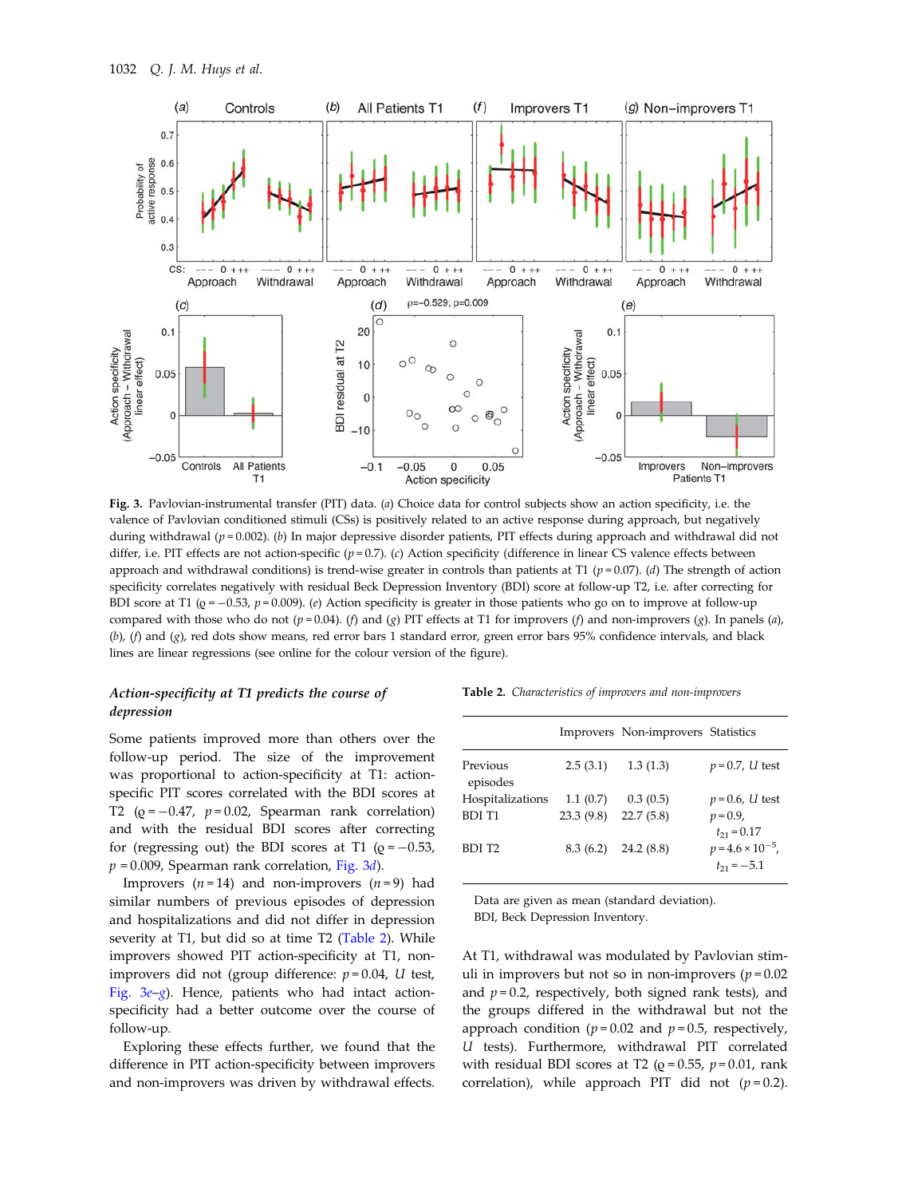**Fig. 3.** Pavlovian-instrumental transfer (PIT) data. (*a*) Choice data for control subjects show an action specificity, i.e. the valence of Pavlovian conditioned stimuli (CSs) is positively related to an active response during approach, but negatively during withdrawal ($p = 0.002$). (*b*) In major depressive disorder patients, PIT effects during approach and withdrawal did not differ, i.e. PIT effects are not action-specific ($p = 0.7$). (*c*) Action specificity (difference in linear CS valence effects between approach and withdrawal conditions) is trend-wise greater in controls than patients at T1 ($p = 0.07$). (*d*) The strength of action specificity correlates negatively with residual Beck Depression Inventory (BDI) score at follow-up T2, i.e. after correcting for BDI score at T1 ($\varrho = -0.53$, $p = 0.009$). (*e*) Action specificity is greater in those patients who go on to improve at follow-up compared with those who do not ($p = 0.04$). (*f*) and (*g*) PIT effects at T1 for improvers (*f*) and non-improvers (*g*). In panels (*a*), (*b*), (*f*) and (*g*), red dots show means, red error bars 1 standard error, green error bars 95% confidence intervals, and black lines are linear regressions (see online for the colour version of the figure).

### *Action-specificity at T1 predicts the course of depression*

Some patients improved more than others over the follow-up period. The size of the improvement was proportional to action-specificity at T1: action-specific PIT scores correlated with the BDI scores at T2 ($\varrho = -0.47$, $p = 0.02$, Spearman rank correlation) and with the residual BDI scores after correcting for (regressing out) the BDI scores at T1 ($\varrho = -0.53$, $p = 0.009$, Spearman rank correlation, Fig. 3*d*).

Improvers ($n = 14$) and non-improvers ($n = 9$) had similar numbers of previous episodes of depression and hospitalizations and did not differ in depression severity at T1, but did so at time T2 (Table 2). While improvers showed PIT action-specificity at T1, non-improvers did not (group difference: $p = 0.04$, *U* test, Fig. 3*e*–*g*). Hence, patients who had intact action-specificity had a better outcome over the course of follow-up.

Exploring these effects further, we found that the difference in PIT action-specificity between improvers and non-improvers was driven by withdrawal effects.

**Table 2.** *Characteristics of improvers and non-improvers*

| | Improvers | Non-improvers | Statistics |
|---|---|---|---|
| Previous episodes | 2.5 (3.1) | 1.3 (1.3) | $p = 0.7$, *U* test |
| Hospitalizations | 1.1 (0.7) | 0.3 (0.5) | $p = 0.6$, *U* test |
| BDI T1 | 23.3 (9.8) | 22.7 (5.8) | $p = 0.9$, $t_{21} = 0.17$ |
| BDI T2 | 8.3 (6.2) | 24.2 (8.8) | $p = 4.6 \times 10^{-5}$, $t_{21} = -5.1$ |

Data are given as mean (standard deviation).
BDI, Beck Depression Inventory.

At T1, withdrawal was modulated by Pavlovian stimuli in improvers but not so in non-improvers ($p = 0.02$ and $p = 0.2$, respectively, both signed rank tests), and the groups differed in the withdrawal but not the approach condition ($p = 0.02$ and $p = 0.5$, respectively, *U* tests). Furthermore, withdrawal PIT correlated with residual BDI scores at T2 ($\varrho = 0.55$, $p = 0.01$, rank correlation), while approach PIT did not ($p = 0.2$).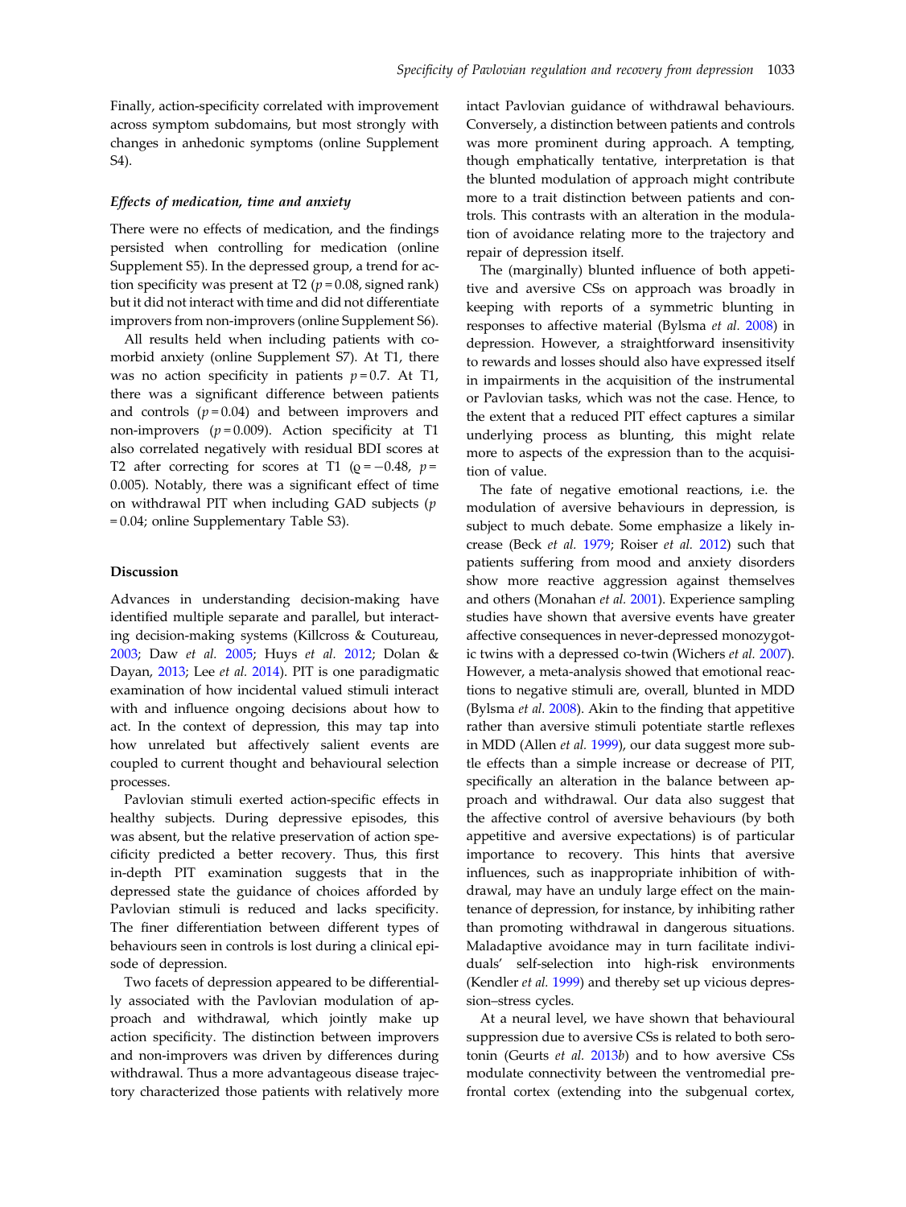Finally, action-specificity correlated with improvement across symptom subdomains, but most strongly with changes in anhedonic symptoms (online Supplement S4).

### *Effects of medication, time and anxiety*

There were no effects of medication, and the findings persisted when controlling for medication (online Supplement S5). In the depressed group, a trend for action specificity was present at T2 ($p = 0.08$, signed rank) but it did not interact with time and did not differentiate improvers from non-improvers (online Supplement S6).

All results held when including patients with comorbid anxiety (online Supplement S7). At T1, there was no action specificity in patients $p = 0.7$. At T1, there was a significant difference between patients and controls ($p = 0.04$) and between improvers and non-improvers ($p = 0.009$). Action specificity at T1 also correlated negatively with residual BDI scores at T2 after correcting for scores at T1 ($\varrho = -0.48$, $p = 0.005$). Notably, there was a significant effect of time on withdrawal PIT when including GAD subjects ($p = 0.04$; online Supplementary Table S3).

## Discussion

Advances in understanding decision-making have identified multiple separate and parallel, but interacting decision-making systems (Killcross & Coutureau, 2003; Daw *et al.* 2005; Huys *et al.* 2012; Dolan & Dayan, 2013; Lee *et al.* 2014). PIT is one paradigmatic examination of how incidental valued stimuli interact with and influence ongoing decisions about how to act. In the context of depression, this may tap into how unrelated but affectively salient events are coupled to current thought and behavioural selection processes.

Pavlovian stimuli exerted action-specific effects in healthy subjects. During depressive episodes, this was absent, but the relative preservation of action specificity predicted a better recovery. Thus, this first in-depth PIT examination suggests that in the depressed state the guidance of choices afforded by Pavlovian stimuli is reduced and lacks specificity. The finer differentiation between different types of behaviours seen in controls is lost during a clinical episode of depression.

Two facets of depression appeared to be differentially associated with the Pavlovian modulation of approach and withdrawal, which jointly make up action specificity. The distinction between improvers and non-improvers was driven by differences during withdrawal. Thus a more advantageous disease trajectory characterized those patients with relatively more intact Pavlovian guidance of withdrawal behaviours. Conversely, a distinction between patients and controls was more prominent during approach. A tempting, though emphatically tentative, interpretation is that the blunted modulation of approach might contribute more to a trait distinction between patients and controls. This contrasts with an alteration in the modulation of avoidance relating more to the trajectory and repair of depression itself.

The (marginally) blunted influence of both appetitive and aversive CSs on approach was broadly in keeping with reports of a symmetric blunting in responses to affective material (Bylsma *et al.* 2008) in depression. However, a straightforward insensitivity to rewards and losses should also have expressed itself in impairments in the acquisition of the instrumental or Pavlovian tasks, which was not the case. Hence, to the extent that a reduced PIT effect captures a similar underlying process as blunting, this might relate more to aspects of the expression than to the acquisition of value.

The fate of negative emotional reactions, i.e. the modulation of aversive behaviours in depression, is subject to much debate. Some emphasize a likely increase (Beck *et al.* 1979; Roiser *et al.* 2012) such that patients suffering from mood and anxiety disorders show more reactive aggression against themselves and others (Monahan *et al.* 2001). Experience sampling studies have shown that aversive events have greater affective consequences in never-depressed monozygotic twins with a depressed co-twin (Wichers *et al.* 2007). However, a meta-analysis showed that emotional reactions to negative stimuli are, overall, blunted in MDD (Bylsma *et al.* 2008). Akin to the finding that appetitive rather than aversive stimuli potentiate startle reflexes in MDD (Allen *et al.* 1999), our data suggest more subtle effects than a simple increase or decrease of PIT, specifically an alteration in the balance between approach and withdrawal. Our data also suggest that the affective control of aversive behaviours (by both appetitive and aversive expectations) is of particular importance to recovery. This hints that aversive influences, such as inappropriate inhibition of withdrawal, may have an unduly large effect on the maintenance of depression, for instance, by inhibiting rather than promoting withdrawal in dangerous situations. Maladaptive avoidance may in turn facilitate individuals' self-selection into high-risk environments (Kendler *et al.* 1999) and thereby set up vicious depression–stress cycles.

At a neural level, we have shown that behavioural suppression due to aversive CSs is related to both serotonin (Geurts *et al.* 2013*b*) and to how aversive CSs modulate connectivity between the ventromedial prefrontal cortex (extending into the subgenual cortex,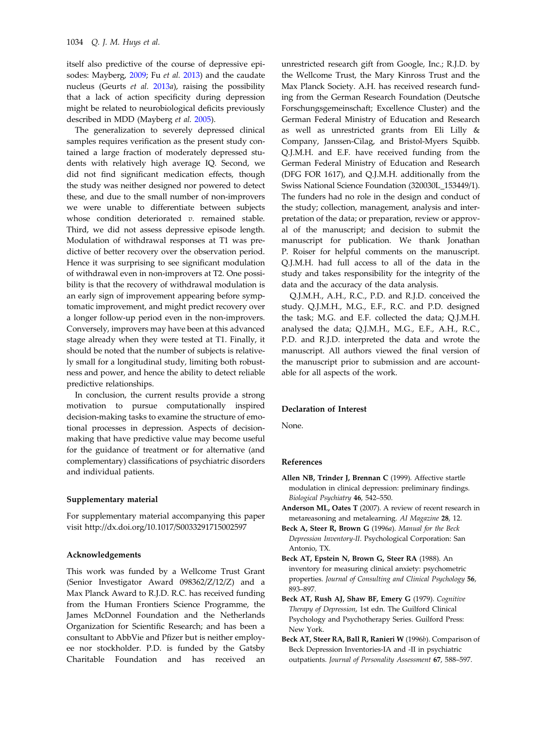itself also predictive of the course of depressive episodes: Mayberg, 2009; Fu *et al.* 2013) and the caudate nucleus (Geurts *et al.* 2013*a*), raising the possibility that a lack of action specificity during depression might be related to neurobiological deficits previously described in MDD (Mayberg *et al.* 2005).

The generalization to severely depressed clinical samples requires verification as the present study contained a large fraction of moderately depressed students with relatively high average IQ. Second, we did not find significant medication effects, though the study was neither designed nor powered to detect these, and due to the small number of non-improvers we were unable to differentiate between subjects whose condition deteriorated *v.* remained stable. Third, we did not assess depressive episode length. Modulation of withdrawal responses at T1 was predictive of better recovery over the observation period. Hence it was surprising to see significant modulation of withdrawal even in non-improvers at T2. One possibility is that the recovery of withdrawal modulation is an early sign of improvement appearing before symptomatic improvement, and might predict recovery over a longer follow-up period even in the non-improvers. Conversely, improvers may have been at this advanced stage already when they were tested at T1. Finally, it should be noted that the number of subjects is relatively small for a longitudinal study, limiting both robustness and power, and hence the ability to detect reliable predictive relationships.

In conclusion, the current results provide a strong motivation to pursue computationally inspired decision-making tasks to examine the structure of emotional processes in depression. Aspects of decision-making that have predictive value may become useful for the guidance of treatment or for alternative (and complementary) classifications of psychiatric disorders and individual patients.

### Supplementary material

For supplementary material accompanying this paper visit http://dx.doi.org/10.1017/S0033291715002597

### Acknowledgements

This work was funded by a Wellcome Trust Grant (Senior Investigator Award 098362/Z/12/Z) and a Max Planck Award to R.J.D. R.C. has received funding from the Human Frontiers Science Programme, the James McDonnel Foundation and the Netherlands Organization for Scientific Research; and has been a consultant to AbbVie and Pfizer but is neither employee nor stockholder. P.D. is funded by the Gatsby Charitable Foundation and has received an unrestricted research gift from Google, Inc.; R.J.D. by the Wellcome Trust, the Mary Kinross Trust and the Max Planck Society. A.H. has received research funding from the German Research Foundation (Deutsche Forschungsgemeinschaft; Excellence Cluster) and the German Federal Ministry of Education and Research as well as unrestricted grants from Eli Lilly & Company, Janssen-Cilag, and Bristol-Myers Squibb. Q.J.M.H. and E.F. have received funding from the German Federal Ministry of Education and Research (DFG FOR 1617), and Q.J.M.H. additionally from the Swiss National Science Foundation (320030L_153449/1). The funders had no role in the design and conduct of the study; collection, management, analysis and interpretation of the data; or preparation, review or approval of the manuscript; and decision to submit the manuscript for publication. We thank Jonathan P. Roiser for helpful comments on the manuscript. Q.J.M.H. had full access to all of the data in the study and takes responsibility for the integrity of the data and the accuracy of the data analysis.

Q.J.M.H., A.H., R.C., P.D. and R.J.D. conceived the study. Q.J.M.H., M.G., E.F., R.C. and P.D. designed the task; M.G. and E.F. collected the data; Q.J.M.H. analysed the data; Q.J.M.H., M.G., E.F., A.H., R.C., P.D. and R.J.D. interpreted the data and wrote the manuscript. All authors viewed the final version of the manuscript prior to submission and are accountable for all aspects of the work.

### Declaration of Interest

None.

### References

**Allen NB, Trinder J, Brennan C** (1999). Affective startle modulation in clinical depression: preliminary findings. *Biological Psychiatry* **46**, 542–550.

**Anderson ML, Oates T** (2007). A review of recent research in metareasoning and metalearning. *AI Magazine* **28**, 12.

**Beck A, Steer R, Brown G** (1996*a*). *Manual for the Beck Depression Inventory-II*. Psychological Corporation: San Antonio, TX.

**Beck AT, Epstein N, Brown G, Steer RA** (1988). An inventory for measuring clinical anxiety: psychometric properties. *Journal of Consulting and Clinical Psychology* **56**, 893–897.

**Beck AT, Rush AJ, Shaw BF, Emery G** (1979). *Cognitive Therapy of Depression*, 1st edn. The Guilford Clinical Psychology and Psychotherapy Series. Guilford Press: New York.

**Beck AT, Steer RA, Ball R, Ranieri W** (1996*b*). Comparison of Beck Depression Inventories-IA and -II in psychiatric outpatients. *Journal of Personality Assessment* **67**, 588–597.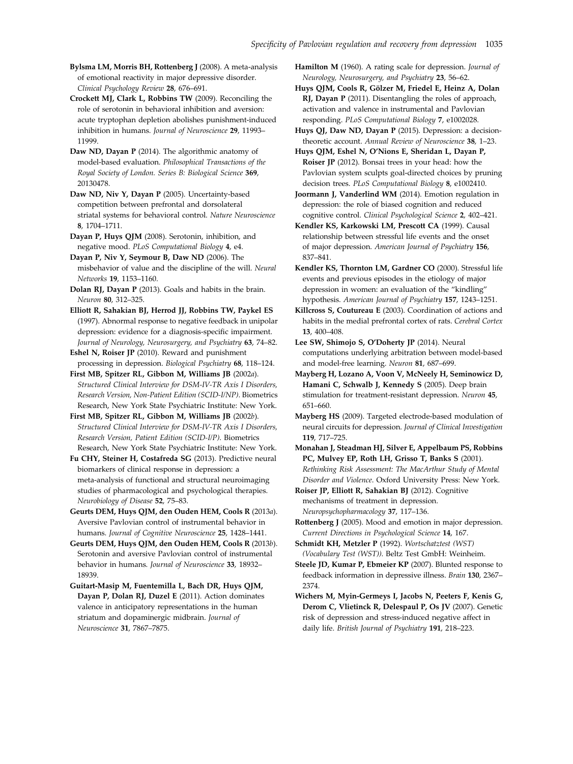**Bylsma LM, Morris BH, Rottenberg J** (2008). A meta-analysis of emotional reactivity in major depressive disorder. *Clinical Psychology Review* **28**, 676–691.

**Crockett MJ, Clark L, Robbins TW** (2009). Reconciling the role of serotonin in behavioral inhibition and aversion: acute tryptophan depletion abolishes punishment-induced inhibition in humans. *Journal of Neuroscience* **29**, 11993–11999.

**Daw ND, Dayan P** (2014). The algorithmic anatomy of model-based evaluation. *Philosophical Transactions of the Royal Society of London. Series B: Biological Science* **369**, 20130478.

**Daw ND, Niv Y, Dayan P** (2005). Uncertainty-based competition between prefrontal and dorsolateral striatal systems for behavioral control. *Nature Neuroscience* **8**, 1704–1711.

**Dayan P, Huys QJM** (2008). Serotonin, inhibition, and negative mood. *PLoS Computational Biology* **4**, e4.

**Dayan P, Niv Y, Seymour B, Daw ND** (2006). The misbehavior of value and the discipline of the will. *Neural Networks* **19**, 1153–1160.

**Dolan RJ, Dayan P** (2013). Goals and habits in the brain. *Neuron* **80**, 312–325.

**Elliott R, Sahakian BJ, Herrod JJ, Robbins TW, Paykel ES** (1997). Abnormal response to negative feedback in unipolar depression: evidence for a diagnosis-specific impairment. *Journal of Neurology, Neurosurgery, and Psychiatry* **63**, 74–82.

**Eshel N, Roiser JP** (2010). Reward and punishment processing in depression. *Biological Psychiatry* **68**, 118–124.

**First MB, Spitzer RL, Gibbon M, Williams JB** (2002*a*). *Structured Clinical Interview for DSM-IV-TR Axis I Disorders, Research Version, Non-Patient Edition (SCID-I/NP)*. Biometrics Research, New York State Psychiatric Institute: New York.

**First MB, Spitzer RL, Gibbon M, Williams JB** (2002*b*). *Structured Clinical Interview for DSM-IV-TR Axis I Disorders, Research Version, Patient Edition (SCID-I/P)*. Biometrics Research, New York State Psychiatric Institute: New York.

**Fu CHY, Steiner H, Costafreda SG** (2013). Predictive neural biomarkers of clinical response in depression: a meta-analysis of functional and structural neuroimaging studies of pharmacological and psychological therapies. *Neurobiology of Disease* **52**, 75–83.

**Geurts DEM, Huys QJM, den Ouden HEM, Cools R** (2013*a*). Aversive Pavlovian control of instrumental behavior in humans. *Journal of Cognitive Neuroscience* **25**, 1428–1441.

**Geurts DEM, Huys QJM, den Ouden HEM, Cools R** (2013*b*). Serotonin and aversive Pavlovian control of instrumental behavior in humans. *Journal of Neuroscience* **33**, 18932–18939.

**Guitart-Masip M, Fuentemilla L, Bach DR, Huys QJM, Dayan P, Dolan RJ, Duzel E** (2011). Action dominates valence in anticipatory representations in the human striatum and dopaminergic midbrain. *Journal of Neuroscience* **31**, 7867–7875.

**Hamilton M** (1960). A rating scale for depression. *Journal of Neurology, Neurosurgery, and Psychiatry* **23**, 56–62.

**Huys QJM, Cools R, Gölzer M, Friedel E, Heinz A, Dolan RJ, Dayan P** (2011). Disentangling the roles of approach, activation and valence in instrumental and Pavlovian responding. *PLoS Computational Biology* **7**, e1002028.

**Huys QJ, Daw ND, Dayan P** (2015). Depression: a decision-theoretic account. *Annual Review of Neuroscience* **38**, 1–23.

**Huys QJM, Eshel N, O'Nions E, Sheridan L, Dayan P, Roiser JP** (2012). Bonsai trees in your head: how the Pavlovian system sculpts goal-directed choices by pruning decision trees. *PLoS Computational Biology* **8**, e1002410.

**Joormann J, Vanderlind WM** (2014). Emotion regulation in depression: the role of biased cognition and reduced cognitive control. *Clinical Psychological Science* **2**, 402–421.

**Kendler KS, Karkowski LM, Prescott CA** (1999). Causal relationship between stressful life events and the onset of major depression. *American Journal of Psychiatry* **156**, 837–841.

**Kendler KS, Thornton LM, Gardner CO** (2000). Stressful life events and previous episodes in the etiology of major depression in women: an evaluation of the "kindling" hypothesis. *American Journal of Psychiatry* **157**, 1243–1251.

**Killcross S, Coutureau E** (2003). Coordination of actions and habits in the medial prefrontal cortex of rats. *Cerebral Cortex* **13**, 400–408.

**Lee SW, Shimojo S, O'Doherty JP** (2014). Neural computations underlying arbitration between model-based and model-free learning. *Neuron* **81**, 687–699.

**Mayberg H, Lozano A, Voon V, McNeely H, Seminowicz D, Hamani C, Schwalb J, Kennedy S** (2005). Deep brain stimulation for treatment-resistant depression. *Neuron* **45**, 651–660.

**Mayberg HS** (2009). Targeted electrode-based modulation of neural circuits for depression. *Journal of Clinical Investigation* **119**, 717–725.

**Monahan J, Steadman HJ, Silver E, Appelbaum PS, Robbins PC, Mulvey EP, Roth LH, Grisso T, Banks S** (2001). *Rethinking Risk Assessment: The MacArthur Study of Mental Disorder and Violence*. Oxford University Press: New York.

**Roiser JP, Elliott R, Sahakian BJ** (2012). Cognitive mechanisms of treatment in depression. *Neuropsychopharmacology* **37**, 117–136.

**Rottenberg J** (2005). Mood and emotion in major depression. *Current Directions in Psychological Science* **14**, 167.

**Schmidt KH, Metzler P** (1992). *Wortschatztest (WST) (Vocabulary Test (WST))*. Beltz Test GmbH: Weinheim.

**Steele JD, Kumar P, Ebmeier KP** (2007). Blunted response to feedback information in depressive illness. *Brain* **130**, 2367–2374.

**Wichers M, Myin-Germeys I, Jacobs N, Peeters F, Kenis G, Derom C, Vlietinck R, Delespaul P, Os JV** (2007). Genetic risk of depression and stress-induced negative affect in daily life. *British Journal of Psychiatry* **191**, 218–223.